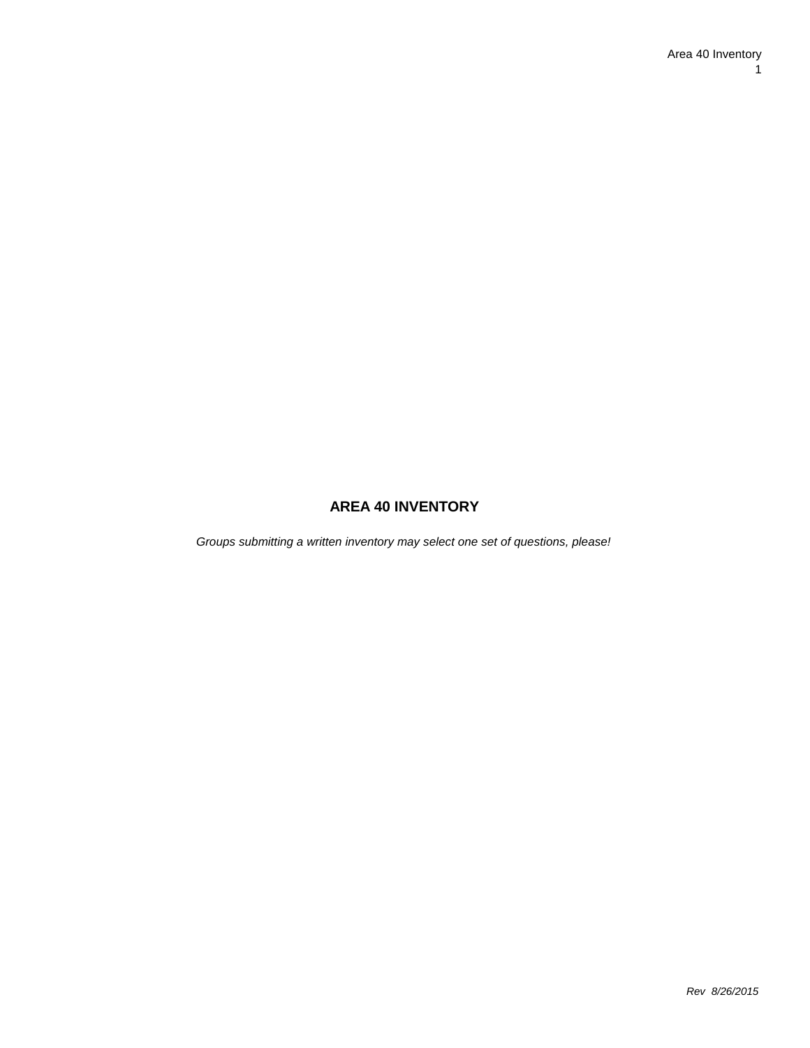# AREA 40 INVENTORY

*Groups submitting a written inventory may select one set of questions, please!*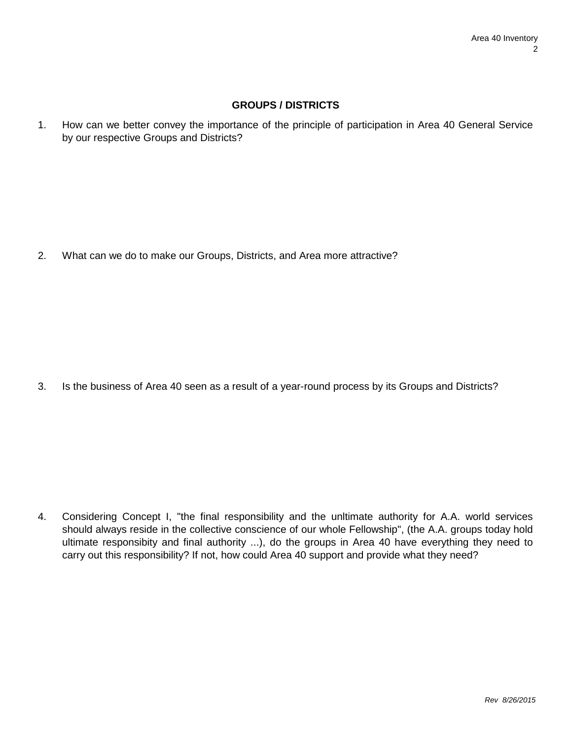## GROUPS / DISTRICTS

1. How can we better convey the importance of the principle of participation in Area 40 General Service by our respective Groups and Districts?

2. What can we do to make our Groups, Districts, and Area more attractive?

3. Is the business of Area 40 seen as a result of a year-round process by its Groups and Districts?

4. Considering Concept I, "the final responsibility and the unltimate authority for A.A. world services should always reside in the collective conscience of our whole Fellowship", (the A.A. groups today hold ultimate responsibity and final authority ...), do the groups in Area 40 have everything they need to carry out this responsibility? If not, how could Area 40 support and provide what they need?

*Rev 8/26/2015*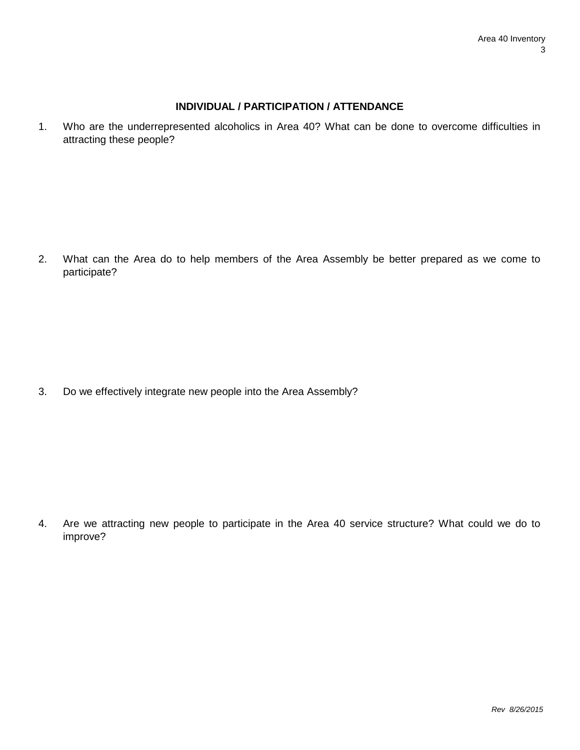## INDIVIDUAL / PARTICIPATION / ATTENDANCE

1. Who are the underrepresented alcoholics in Area 40? What can be done to overcome difficulties in attracting these people?

2. What can the Area do to help members of the Area Assembly be better prepared as we come to participate?

3. Do we effectively integrate new people into the Area Assembly?

4. Are we attracting new people to participate in the Area 40 service structure? What could we do to improve?

*Rev 8/26/2015*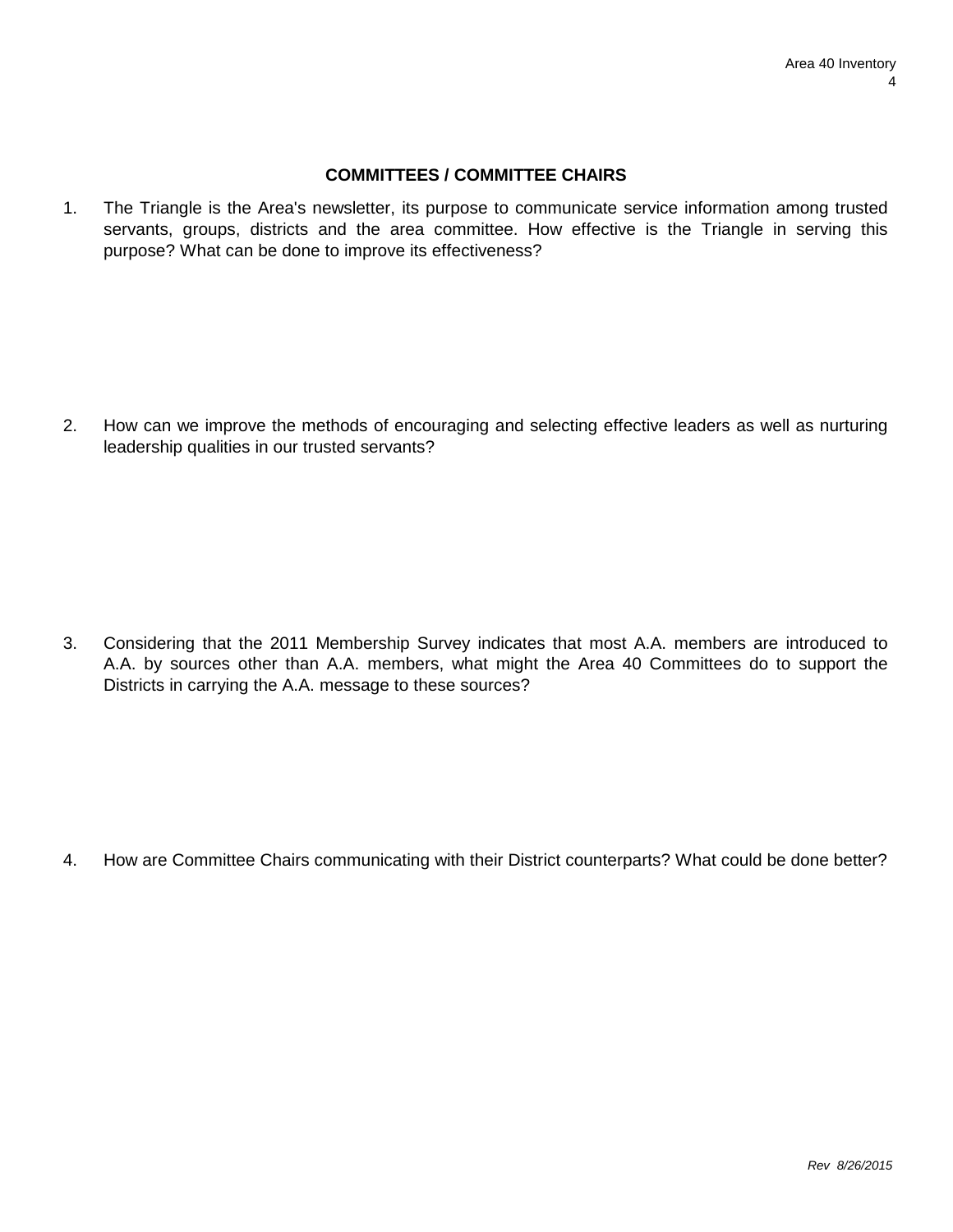## COMMITTEES / COMMITTEE CHAIRS

1. The Triangle is the Area's newsletter, its purpose to communicate service information among trusted servants, groups, districts and the area committee. How effective is the Triangle in serving this purpose? What can be done to improve its effectiveness?

2. How can we improve the methods of encouraging and selecting effective leaders as well as nurturing leadership qualities in our trusted servants?

3. Considering that the 2011 Membership Survey indicates that most A.A. members are introduced to A.A. by sources other than A.A. members, what might the Area 40 Committees do to support the Districts in carrying the A.A. message to these sources?

4. How are Committee Chairs communicating with their District counterparts? What could be done better?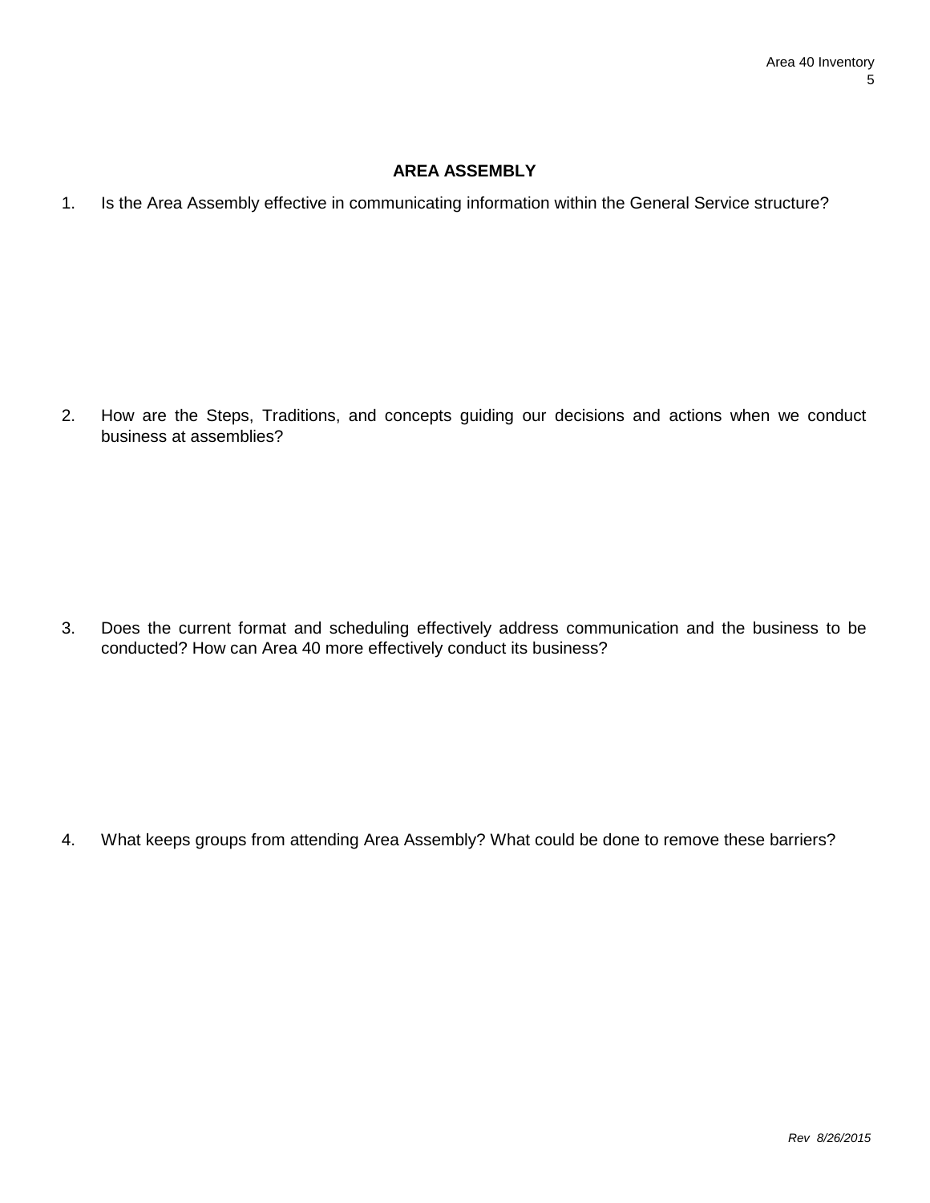## AREA ASSEMBLY

1. Is the Area Assembly effective in communicating information within the General Service structure?

2. How are the Steps, Traditions, and concepts guiding our decisions and actions when we conduct business at assemblies?

3. Does the current format and scheduling effectively address communication and the business to be conducted? How can Area 40 more effectively conduct its business?

4. What keeps groups from attending Area Assembly? What could be done to remove these barriers?